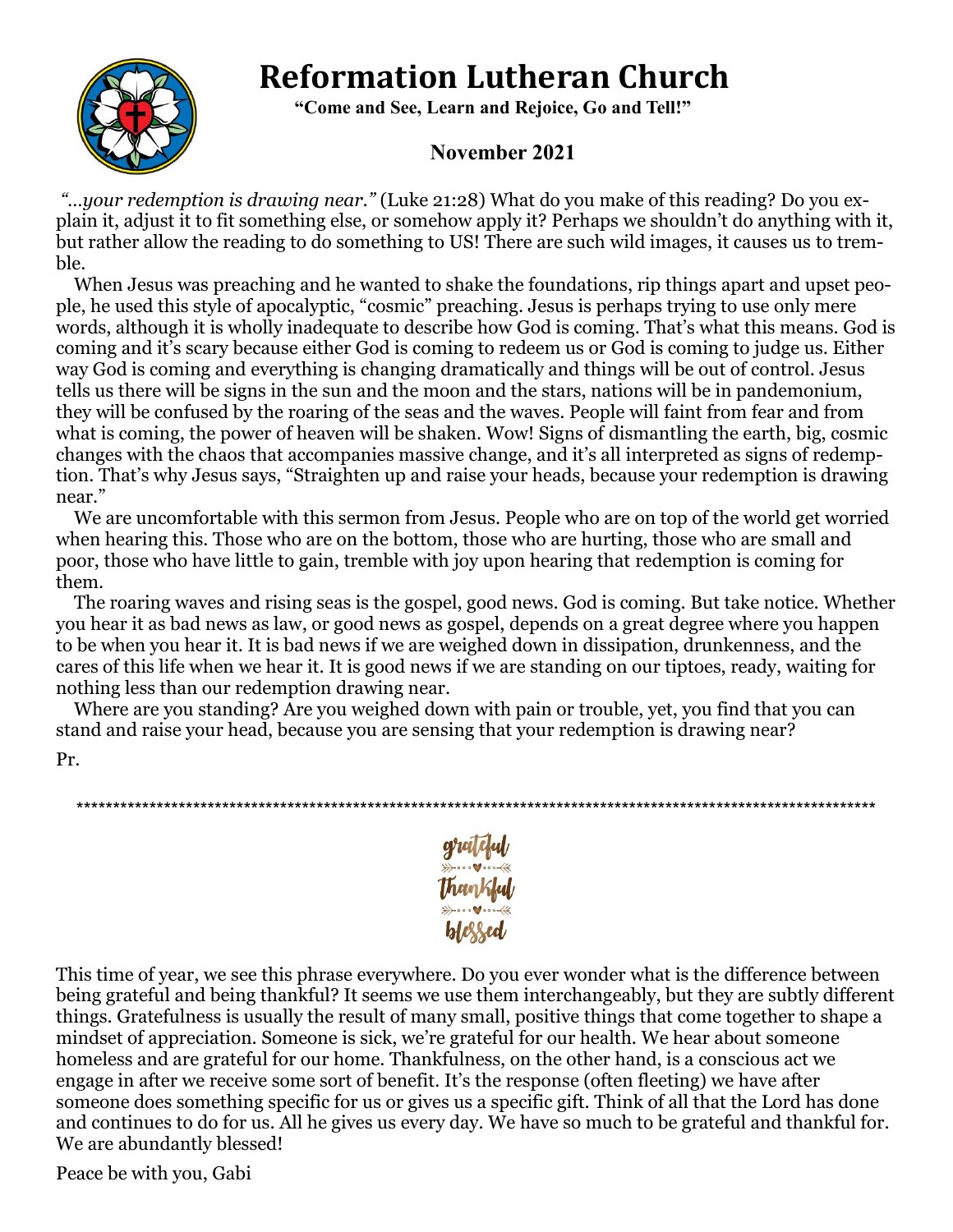# Reformation Lutheran Church

**"Come and See, Learn and Rejoice, Go and Tell!"**

**November 2021**

*"…your redemption is drawing near."* (Luke 21:28) What do you make of this reading? Do you explain it, adjust it to fit something else, or somehow apply it? Perhaps we shouldn't do anything with it, but rather allow the reading to do something to US! There are such wild images, it causes us to tremble.

When Jesus was preaching and he wanted to shake the foundations, rip things apart and upset people, he used this style of apocalyptic, "cosmic" preaching. Jesus is perhaps trying to use only mere words, although it is wholly inadequate to describe how God is coming. That's what this means. God is coming and it's scary because either God is coming to redeem us or God is coming to judge us. Either way God is coming and everything is changing dramatically and things will be out of control. Jesus tells us there will be signs in the sun and the moon and the stars, nations will be in pandemonium, they will be confused by the roaring of the seas and the waves. People will faint from fear and from what is coming, the power of heaven will be shaken. Wow! Signs of dismantling the earth, big, cosmic changes with the chaos that accompanies massive change, and it's all interpreted as signs of redemption. That's why Jesus says, "Straighten up and raise your heads, because your redemption is drawing near."

We are uncomfortable with this sermon from Jesus. People who are on top of the world get worried when hearing this. Those who are on the bottom, those who are hurting, those who are small and poor, those who have little to gain, tremble with joy upon hearing that redemption is coming for them.

The roaring waves and rising seas is the gospel, good news. God is coming. But take notice. Whether you hear it as bad news as law, or good news as gospel, depends on a great degree where you happen to be when you hear it. It is bad news if we are weighed down in dissipation, drunkenness, and the cares of this life when we hear it. It is good news if we are standing on our tiptoes, ready, waiting for nothing less than our redemption drawing near.

Where are you standing? Are you weighed down with pain or trouble, yet, you find that you can stand and raise your head, because you are sensing that your redemption is drawing near?

Pr.

***

grateful

thankful

blessed

This time of year, we see this phrase everywhere. Do you ever wonder what is the difference between being grateful and being thankful? It seems we use them interchangeably, but they are subtly different things. Gratefulness is usually the result of many small, positive things that come together to shape a mindset of appreciation. Someone is sick, we're grateful for our health. We hear about someone homeless and are grateful for our home. Thankfulness, on the other hand, is a conscious act we engage in after we receive some sort of benefit. It's the response (often fleeting) we have after someone does something specific for us or gives us a specific gift. Think of all that the Lord has done and continues to do for us. All he gives us every day. We have so much to be grateful and thankful for. We are abundantly blessed!

Peace be with you, Gabi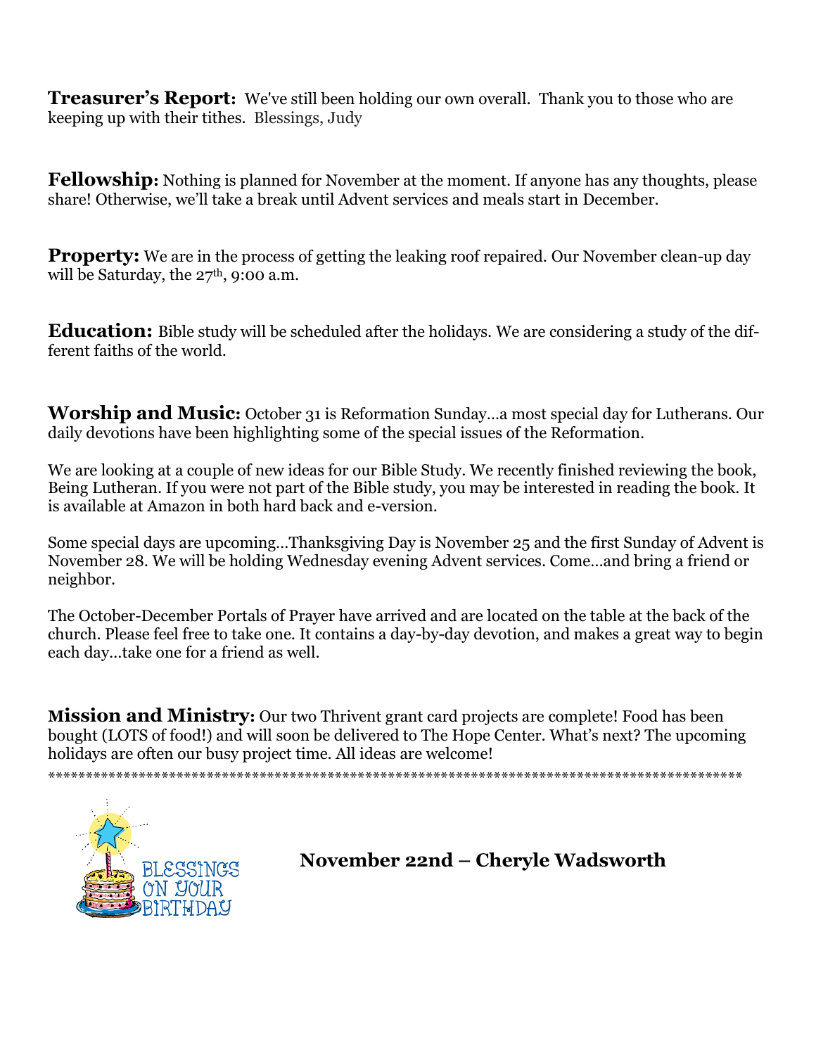**Treasurer's Report:** We've still been holding our own overall. Thank you to those who are keeping up with their tithes. Blessings, Judy

**Fellowship:** Nothing is planned for November at the moment. If anyone has any thoughts, please share! Otherwise, we'll take a break until Advent services and meals start in December.

**Property:** We are in the process of getting the leaking roof repaired. Our November clean-up day will be Saturday, the 27th, 9:00 a.m.

**Education:** Bible study will be scheduled after the holidays. We are considering a study of the different faiths of the world.

**Worship and Music:** October 31 is Reformation Sunday…a most special day for Lutherans. Our daily devotions have been highlighting some of the special issues of the Reformation.

We are looking at a couple of new ideas for our Bible Study. We recently finished reviewing the book, Being Lutheran. If you were not part of the Bible study, you may be interested in reading the book. It is available at Amazon in both hard back and e-version.

Some special days are upcoming…Thanksgiving Day is November 25 and the first Sunday of Advent is November 28. We will be holding Wednesday evening Advent services. Come…and bring a friend or neighbor.

The October-December Portals of Prayer have arrived and are located on the table at the back of the church. Please feel free to take one. It contains a day-by-day devotion, and makes a great way to begin each day…take one for a friend as well.

**Mission and Ministry:** Our two Thrivent grant card projects are complete! Food has been bought (LOTS of food!) and will soon be delivered to The Hope Center. What's next? The upcoming holidays are often our busy project time. All ideas are welcome!

*****************************************************************************************************

BLESSINGS ON YOUR BIRTHDAY

**November 22nd – Cheryle Wadsworth**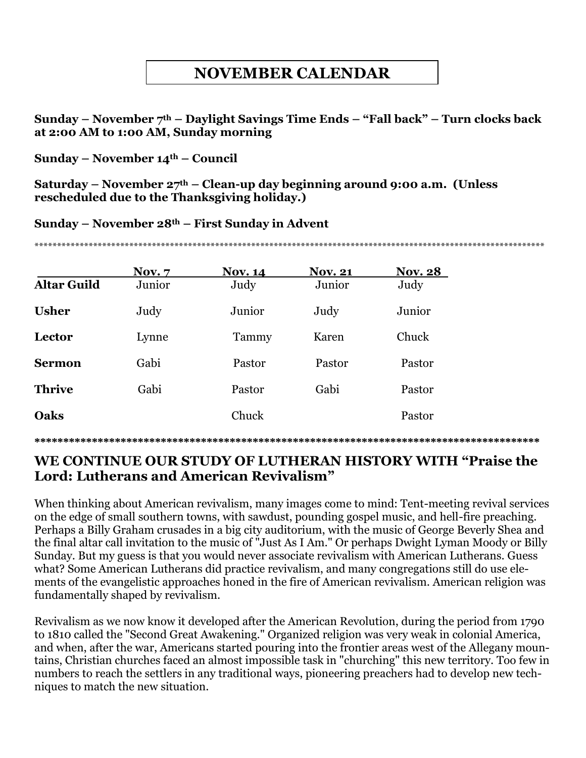# NOVEMBER CALENDAR

**Sunday – November 7th – Daylight Savings Time Ends – "Fall back" – Turn clocks back at 2:00 AM to 1:00 AM, Sunday morning**

**Sunday – November 14th – Council**

**Saturday – November 27th – Clean-up day beginning around 9:00 a.m. (Unless rescheduled due to the Thanksgiving holiday.)**

**Sunday – November 28th – First Sunday in Advent**

*****************************************************************************************************************

| | Nov. 7 | Nov. 14 | Nov. 21 | Nov. 28 |
|---|---|---|---|---|
| **Altar Guild** | Junior | Judy | Junior | Judy |
| **Usher** | Judy | Junior | Judy | Junior |
| **Lector** | Lynne | Tammy | Karen | Chuck |
| **Sermon** | Gabi | Pastor | Pastor | Pastor |
| **Thrive** | Gabi | Pastor | Gabi | Pastor |
| **Oaks** | | Chuck | | Pastor |

**************************************************************************************

## WE CONTINUE OUR STUDY OF LUTHERAN HISTORY WITH "Praise the Lord: Lutherans and American Revivalism"

When thinking about American revivalism, many images come to mind: Tent-meeting revival services on the edge of small southern towns, with sawdust, pounding gospel music, and hell-fire preaching. Perhaps a Billy Graham crusades in a big city auditorium, with the music of George Beverly Shea and the final altar call invitation to the music of "Just As I Am." Or perhaps Dwight Lyman Moody or Billy Sunday. But my guess is that you would never associate revivalism with American Lutherans. Guess what? Some American Lutherans did practice revivalism, and many congregations still do use elements of the evangelistic approaches honed in the fire of American revivalism. American religion was fundamentally shaped by revivalism.

Revivalism as we now know it developed after the American Revolution, during the period from 1790 to 1810 called the "Second Great Awakening." Organized religion was very weak in colonial America, and when, after the war, Americans started pouring into the frontier areas west of the Allegany mountains, Christian churches faced an almost impossible task in "churching" this new territory. Too few in numbers to reach the settlers in any traditional ways, pioneering preachers had to develop new techniques to match the new situation.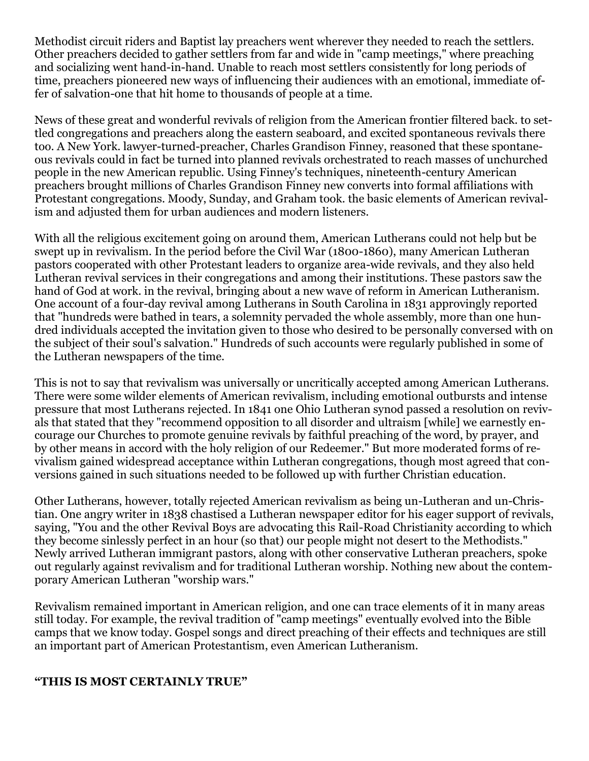Methodist circuit riders and Baptist lay preachers went wherever they needed to reach the settlers. Other preachers decided to gather settlers from far and wide in "camp meetings," where preaching and socializing went hand-in-hand. Unable to reach most settlers consistently for long periods of time, preachers pioneered new ways of influencing their audiences with an emotional, immediate offer of salvation-one that hit home to thousands of people at a time.

News of these great and wonderful revivals of religion from the American frontier filtered back. to settled congregations and preachers along the eastern seaboard, and excited spontaneous revivals there too. A New York. lawyer-turned-preacher, Charles Grandison Finney, reasoned that these spontaneous revivals could in fact be turned into planned revivals orchestrated to reach masses of unchurched people in the new American republic. Using Finney's techniques, nineteenth-century American preachers brought millions of Charles Grandison Finney new converts into formal affiliations with Protestant congregations. Moody, Sunday, and Graham took. the basic elements of American revivalism and adjusted them for urban audiences and modern listeners.

With all the religious excitement going on around them, American Lutherans could not help but be swept up in revivalism. In the period before the Civil War (1800-1860), many American Lutheran pastors cooperated with other Protestant leaders to organize area-wide revivals, and they also held Lutheran revival services in their congregations and among their institutions. These pastors saw the hand of God at work. in the revival, bringing about a new wave of reform in American Lutheranism. One account of a four-day revival among Lutherans in South Carolina in 1831 approvingly reported that "hundreds were bathed in tears, a solemnity pervaded the whole assembly, more than one hundred individuals accepted the invitation given to those who desired to be personally conversed with on the subject of their soul's salvation." Hundreds of such accounts were regularly published in some of the Lutheran newspapers of the time.

This is not to say that revivalism was universally or uncritically accepted among American Lutherans. There were some wilder elements of American revivalism, including emotional outbursts and intense pressure that most Lutherans rejected. In 1841 one Ohio Lutheran synod passed a resolution on revivals that stated that they "recommend opposition to all disorder and ultraism [while] we earnestly encourage our Churches to promote genuine revivals by faithful preaching of the word, by prayer, and by other means in accord with the holy religion of our Redeemer." But more moderated forms of revivalism gained widespread acceptance within Lutheran congregations, though most agreed that conversions gained in such situations needed to be followed up with further Christian education.

Other Lutherans, however, totally rejected American revivalism as being un-Lutheran and un-Christian. One angry writer in 1838 chastised a Lutheran newspaper editor for his eager support of revivals, saying, "You and the other Revival Boys are advocating this Rail-Road Christianity according to which they become sinlessly perfect in an hour (so that) our people might not desert to the Methodists." Newly arrived Lutheran immigrant pastors, along with other conservative Lutheran preachers, spoke out regularly against revivalism and for traditional Lutheran worship. Nothing new about the contemporary American Lutheran "worship wars."

Revivalism remained important in American religion, and one can trace elements of it in many areas still today. For example, the revival tradition of "camp meetings" eventually evolved into the Bible camps that we know today. Gospel songs and direct preaching of their effects and techniques are still an important part of American Protestantism, even American Lutheranism.

## "THIS IS MOST CERTAINLY TRUE"